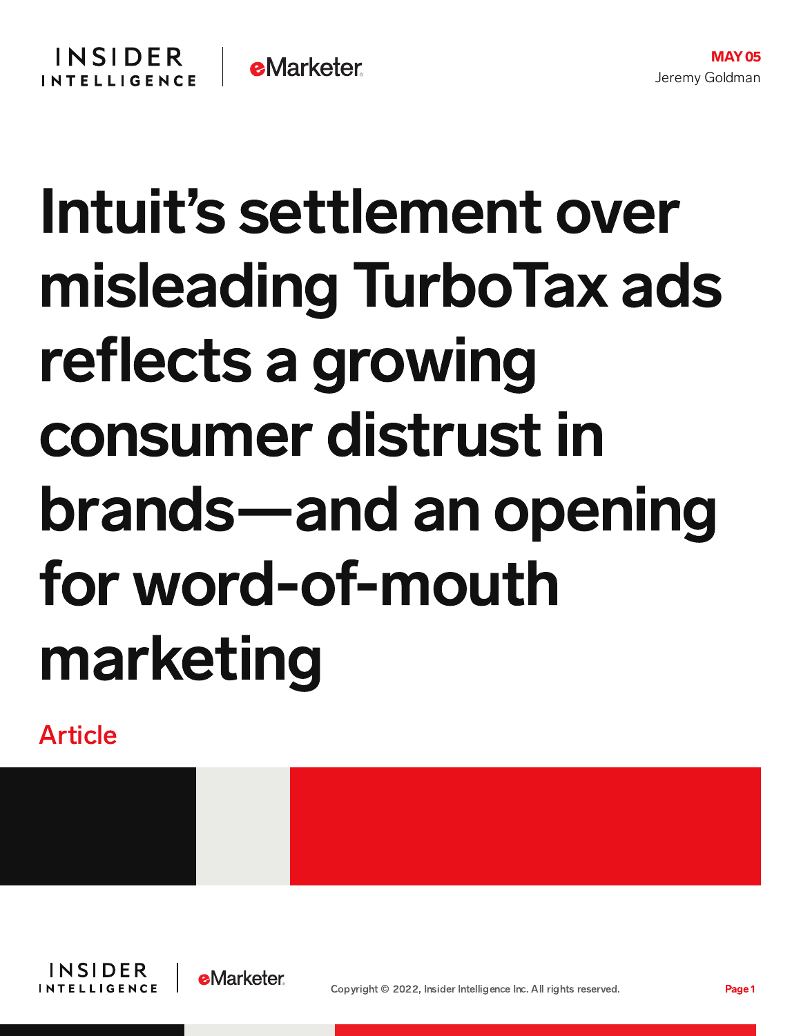MAY 05

Jeremy Goldman

# Intuit's settlement over misleading TurboTax ads reflects a growing consumer distrust in brands—and an opening for word-of-mouth marketing

Article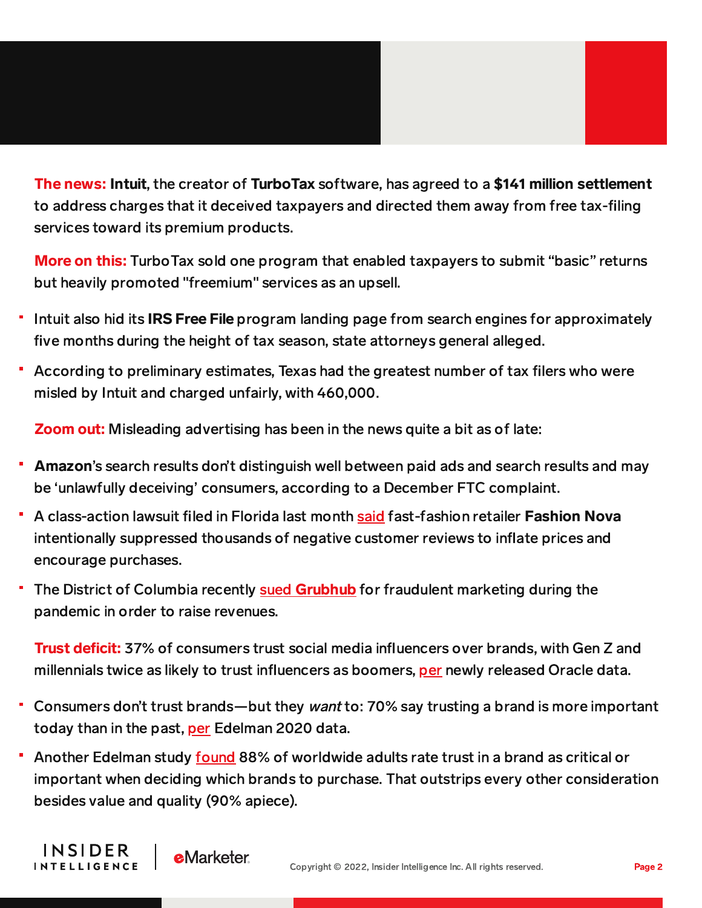**The news:** **Intuit**, the creator of **TurboTax** software, has agreed to a **$141 million settlement** to address charges that it deceived taxpayers and directed them away from free tax-filing services toward its premium products.

**More on this:** TurboTax sold one program that enabled taxpayers to submit "basic" returns but heavily promoted "freemium" services as an upsell.

- Intuit also hid its **IRS Free File** program landing page from search engines for approximately five months during the height of tax season, state attorneys general alleged.
- According to preliminary estimates, Texas had the greatest number of tax filers who were misled by Intuit and charged unfairly, with 460,000.

**Zoom out:** Misleading advertising has been in the news quite a bit as of late:

- **Amazon**'s search results don't distinguish well between paid ads and search results and may be 'unlawfully deceiving' consumers, according to a December FTC complaint.
- A class-action lawsuit filed in Florida last month said fast-fashion retailer **Fashion Nova** intentionally suppressed thousands of negative customer reviews to inflate prices and encourage purchases.
- The District of Columbia recently sued **Grubhub** for fraudulent marketing during the pandemic in order to raise revenues.

**Trust deficit:** 37% of consumers trust social media influencers over brands, with Gen Z and millennials twice as likely to trust influencers as boomers, per newly released Oracle data.

- Consumers don't trust brands—but they *want* to: 70% say trusting a brand is more important today than in the past, per Edelman 2020 data.
- Another Edelman study found 88% of worldwide adults rate trust in a brand as critical or important when deciding which brands to purchase. That outstrips every other consideration besides value and quality (90% apiece).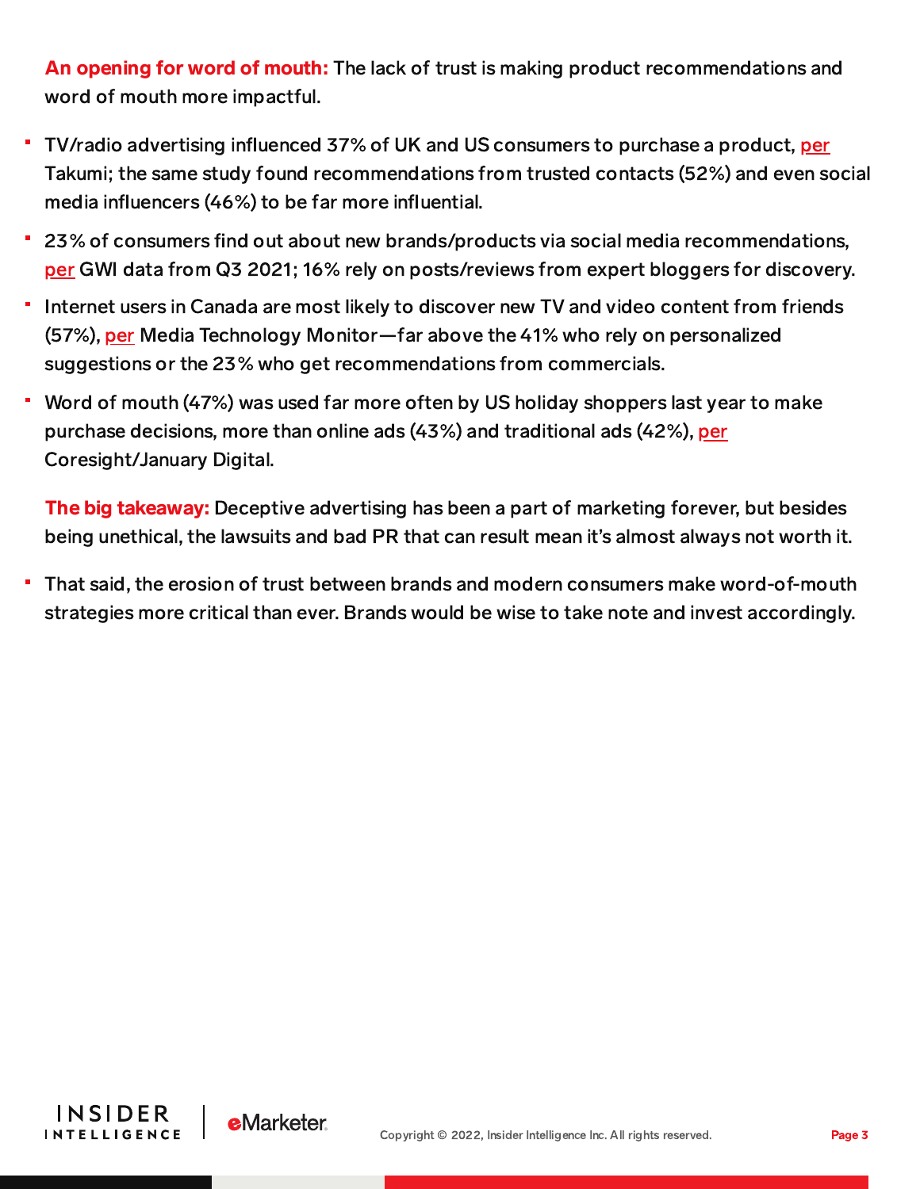**An opening for word of mouth:** The lack of trust is making product recommendations and word of mouth more impactful.

- TV/radio advertising influenced 37% of UK and US consumers to purchase a product, per Takumi; the same study found recommendations from trusted contacts (52%) and even social media influencers (46%) to be far more influential.
- 23% of consumers find out about new brands/products via social media recommendations, per GWI data from Q3 2021; 16% rely on posts/reviews from expert bloggers for discovery.
- Internet users in Canada are most likely to discover new TV and video content from friends (57%), per Media Technology Monitor—far above the 41% who rely on personalized suggestions or the 23% who get recommendations from commercials.
- Word of mouth (47%) was used far more often by US holiday shoppers last year to make purchase decisions, more than online ads (43%) and traditional ads (42%), per Coresight/January Digital.

**The big takeaway:** Deceptive advertising has been a part of marketing forever, but besides being unethical, the lawsuits and bad PR that can result mean it's almost always not worth it.

- That said, the erosion of trust between brands and modern consumers make word-of-mouth strategies more critical than ever. Brands would be wise to take note and invest accordingly.